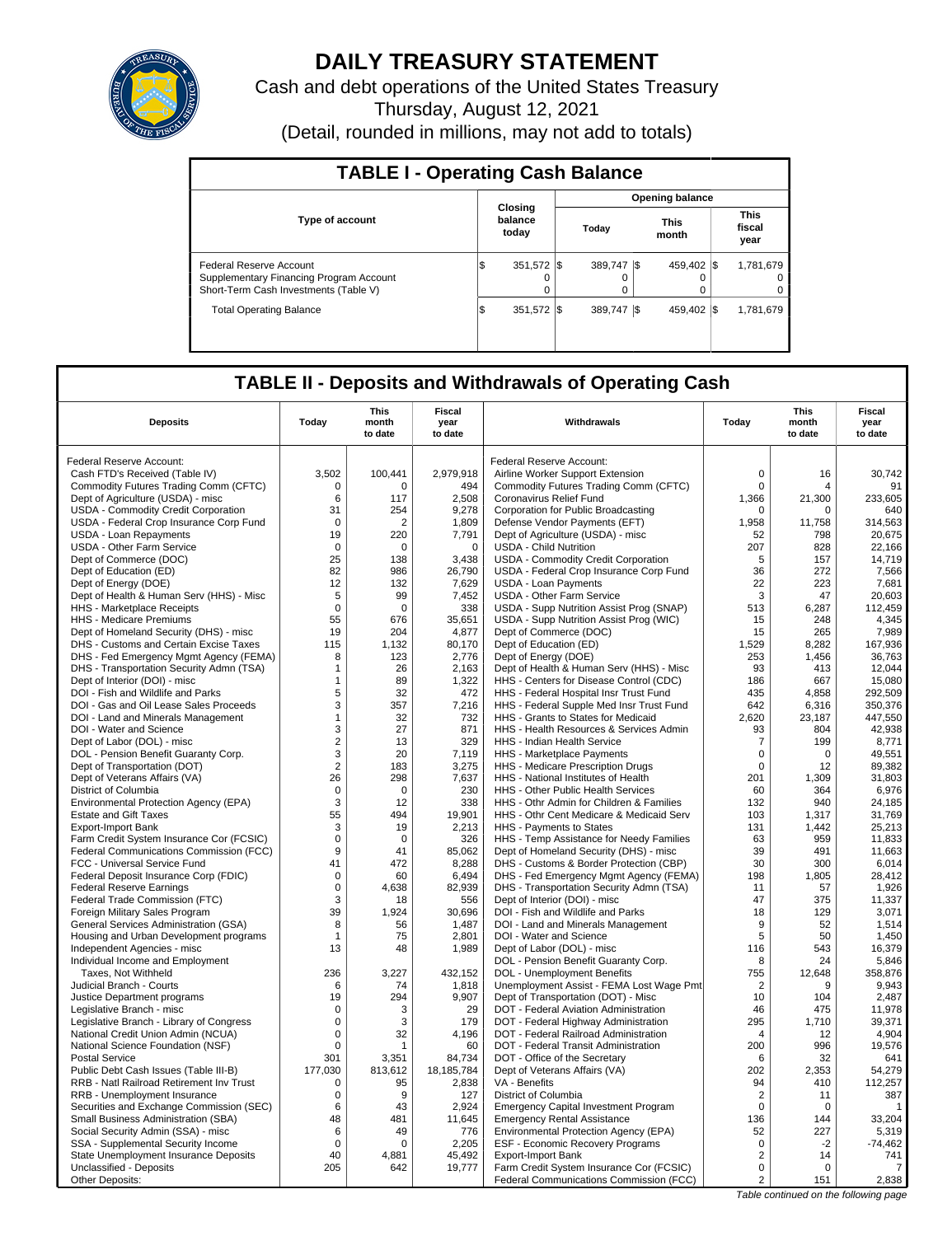# DAILY TREASURY STATEMENT

Cash and debt operations of the United States Treasury

Thursday, August 12, 2021

(Detail, rounded in millions, may not add to totals)

## TABLE I - Operating Cash Balance

| Type of account | Closing balance today | Opening balance Today | Opening balance This month | Opening balance This fiscal year |
|---|---|---|---|---|
| Federal Reserve Account | $ 351,572 | $ 389,747 | $ 459,402 | $ 1,781,679 |
| Supplementary Financing Program Account | 0 | 0 | 0 | 0 |
| Short-Term Cash Investments (Table V) | 0 | 0 | 0 | 0 |
| Total Operating Balance | $ 351,572 | $ 389,747 | $ 459,402 | $ 1,781,679 |

## TABLE II - Deposits and Withdrawals of Operating Cash

| Deposits | Today | This month to date | Fiscal year to date | Withdrawals | Today | This month to date | Fiscal year to date |
|---|---|---|---|---|---|---|---|
| Federal Reserve Account: | | | | Federal Reserve Account: | | | |
| Cash FTD's Received (Table IV) | 3,502 | 100,441 | 2,979,918 | Airline Worker Support Extension | 0 | 16 | 30,742 |
| Commodity Futures Trading Comm (CFTC) | 0 | 0 | 494 | Commodity Futures Trading Comm (CFTC) | 0 | 4 | 91 |
| Dept of Agriculture (USDA) - misc | 6 | 117 | 2,508 | Coronavirus Relief Fund | 1,366 | 21,300 | 233,605 |
| USDA - Commodity Credit Corporation | 31 | 254 | 9,278 | Corporation for Public Broadcasting | 0 | 0 | 640 |
| USDA - Federal Crop Insurance Corp Fund | 0 | 2 | 1,809 | Defense Vendor Payments (EFT) | 1,958 | 11,758 | 314,563 |
| USDA - Loan Repayments | 19 | 220 | 7,791 | Dept of Agriculture (USDA) - misc | 52 | 798 | 20,675 |
| USDA - Other Farm Service | 0 | 0 | 0 | USDA - Child Nutrition | 207 | 828 | 22,166 |
| Dept of Commerce (DOC) | 25 | 138 | 3,438 | USDA - Commodity Credit Corporation | 5 | 157 | 14,719 |
| Dept of Education (ED) | 82 | 986 | 26,790 | USDA - Federal Crop Insurance Corp Fund | 36 | 272 | 7,566 |
| Dept of Energy (DOE) | 12 | 132 | 7,629 | USDA - Loan Payments | 22 | 223 | 7,681 |
| Dept of Health & Human Serv (HHS) - Misc | 5 | 99 | 7,452 | USDA - Other Farm Service | 3 | 47 | 20,603 |
| HHS - Marketplace Receipts | 0 | 0 | 338 | USDA - Supp Nutrition Assist Prog (SNAP) | 513 | 6,287 | 112,459 |
| HHS - Medicare Premiums | 55 | 676 | 35,651 | USDA - Supp Nutrition Assist Prog (WIC) | 15 | 248 | 4,345 |
| Dept of Homeland Security (DHS) - misc | 19 | 204 | 4,877 | Dept of Commerce (DOC) | 15 | 265 | 7,989 |
| DHS - Customs and Certain Excise Taxes | 115 | 1,132 | 80,170 | Dept of Education (ED) | 1,529 | 8,282 | 167,936 |
| DHS - Fed Emergency Mgmt Agency (FEMA) | 8 | 123 | 2,776 | Dept of Energy (DOE) | 253 | 1,456 | 36,763 |
| DHS - Transportation Security Admn (TSA) | 1 | 26 | 2,163 | Dept of Health & Human Serv (HHS) - Misc | 93 | 413 | 12,044 |
| Dept of Interior (DOI) - misc | 1 | 89 | 1,322 | HHS - Centers for Disease Control (CDC) | 186 | 667 | 15,080 |
| DOI - Fish and Wildlife and Parks | 5 | 32 | 472 | HHS - Federal Hospital Insr Trust Fund | 435 | 4,858 | 292,509 |
| DOI - Gas and Oil Lease Sales Proceeds | 3 | 357 | 7,216 | HHS - Federal Supple Med Insr Trust Fund | 642 | 6,316 | 350,376 |
| DOI - Land and Minerals Management | 1 | 32 | 732 | HHS - Grants to States for Medicaid | 2,620 | 23,187 | 447,550 |
| DOI - Water and Science | 3 | 27 | 871 | HHS - Health Resources & Services Admin | 93 | 804 | 42,938 |
| Dept of Labor (DOL) - misc | 2 | 13 | 329 | HHS - Indian Health Service | 7 | 199 | 8,771 |
| DOL - Pension Benefit Guaranty Corp. | 3 | 20 | 7,119 | HHS - Marketplace Payments | 0 | 0 | 49,551 |
| Dept of Transportation (DOT) | 2 | 183 | 3,275 | HHS - Medicare Prescription Drugs | 0 | 12 | 89,382 |
| Dept of Veterans Affairs (VA) | 26 | 298 | 7,637 | HHS - National Institutes of Health | 201 | 1,309 | 31,803 |
| District of Columbia | 0 | 0 | 230 | HHS - Other Public Health Services | 60 | 364 | 6,976 |
| Environmental Protection Agency (EPA) | 3 | 12 | 338 | HHS - Othr Admin for Children & Families | 132 | 940 | 24,185 |
| Estate and Gift Taxes | 55 | 494 | 19,901 | HHS - Othr Cent Medicare & Medicaid Serv | 103 | 1,317 | 31,769 |
| Export-Import Bank | 3 | 19 | 2,213 | HHS - Payments to States | 131 | 1,442 | 25,213 |
| Farm Credit System Insurance Cor (FCSIC) | 0 | 0 | 326 | HHS - Temp Assistance for Needy Families | 63 | 959 | 11,833 |
| Federal Communications Commission (FCC) | 9 | 41 | 85,062 | Dept of Homeland Security (DHS) - misc | 39 | 491 | 11,663 |
| FCC - Universal Service Fund | 41 | 472 | 8,288 | DHS - Customs & Border Protection (CBP) | 30 | 300 | 6,014 |
| Federal Deposit Insurance Corp (FDIC) | 0 | 60 | 6,494 | DHS - Fed Emergency Mgmt Agency (FEMA) | 198 | 1,805 | 28,412 |
| Federal Reserve Earnings | 0 | 4,638 | 82,939 | DHS - Transportation Security Admn (TSA) | 11 | 57 | 1,926 |
| Federal Trade Commission (FTC) | 3 | 18 | 556 | Dept of Interior (DOI) - misc | 47 | 375 | 11,337 |
| Foreign Military Sales Program | 39 | 1,924 | 30,696 | DOI - Fish and Wildlife and Parks | 18 | 129 | 3,071 |
| General Services Administration (GSA) | 8 | 56 | 1,487 | DOI - Land and Minerals Management | 9 | 52 | 1,514 |
| Housing and Urban Development programs | 1 | 75 | 2,801 | DOI - Water and Science | 5 | 50 | 1,450 |
| Independent Agencies - misc | 13 | 48 | 1,989 | Dept of Labor (DOL) - misc | 116 | 543 | 16,379 |
| Individual Income and Employment | | | | DOL - Pension Benefit Guaranty Corp. | 8 | 24 | 5,846 |
| Taxes, Not Withheld | 236 | 3,227 | 432,152 | DOL - Unemployment Benefits | 755 | 12,648 | 358,876 |
| Judicial Branch - Courts | 6 | 74 | 1,818 | Unemployment Assist - FEMA Lost Wage Pmt | 2 | 9 | 9,943 |
| Justice Department programs | 19 | 294 | 9,907 | Dept of Transportation (DOT) - Misc | 10 | 104 | 2,487 |
| Legislative Branch - misc | 0 | 3 | 29 | DOT - Federal Aviation Administration | 46 | 475 | 11,978 |
| Legislative Branch - Library of Congress | 0 | 3 | 179 | DOT - Federal Highway Administration | 295 | 1,710 | 39,371 |
| National Credit Union Admin (NCUA) | 0 | 32 | 4,196 | DOT - Federal Railroad Administration | 4 | 12 | 4,904 |
| National Science Foundation (NSF) | 0 | 1 | 60 | DOT - Federal Transit Administration | 200 | 996 | 19,576 |
| Postal Service | 301 | 3,351 | 84,734 | DOT - Office of the Secretary | 6 | 32 | 641 |
| Public Debt Cash Issues (Table III-B) | 177,030 | 813,612 | 18,185,784 | Dept of Veterans Affairs (VA) | 202 | 2,353 | 54,279 |
| RRB - Natl Railroad Retirement Inv Trust | 0 | 95 | 2,838 | VA - Benefits | 94 | 410 | 112,257 |
| RRB - Unemployment Insurance | 0 | 9 | 127 | District of Columbia | 2 | 11 | 387 |
| Securities and Exchange Commission (SEC) | 6 | 43 | 2,924 | Emergency Capital Investment Program | 0 | 0 | 1 |
| Small Business Administration (SBA) | 48 | 481 | 11,645 | Emergency Rental Assistance | 136 | 144 | 33,204 |
| Social Security Admin (SSA) - misc | 6 | 49 | 776 | Environmental Protection Agency (EPA) | 52 | 227 | 5,319 |
| SSA - Supplemental Security Income | 0 | 0 | 2,205 | ESF - Economic Recovery Programs | 0 | -2 | -74,462 |
| State Unemployment Insurance Deposits | 40 | 4,881 | 45,492 | Export-Import Bank | 2 | 14 | 741 |
| Unclassified - Deposits | 205 | 642 | 19,777 | Farm Credit System Insurance Cor (FCSIC) | 0 | 0 | 7 |
| Other Deposits: | | | | Federal Communications Commission (FCC) | 2 | 151 | 2,838 |

*Table continued on the following page*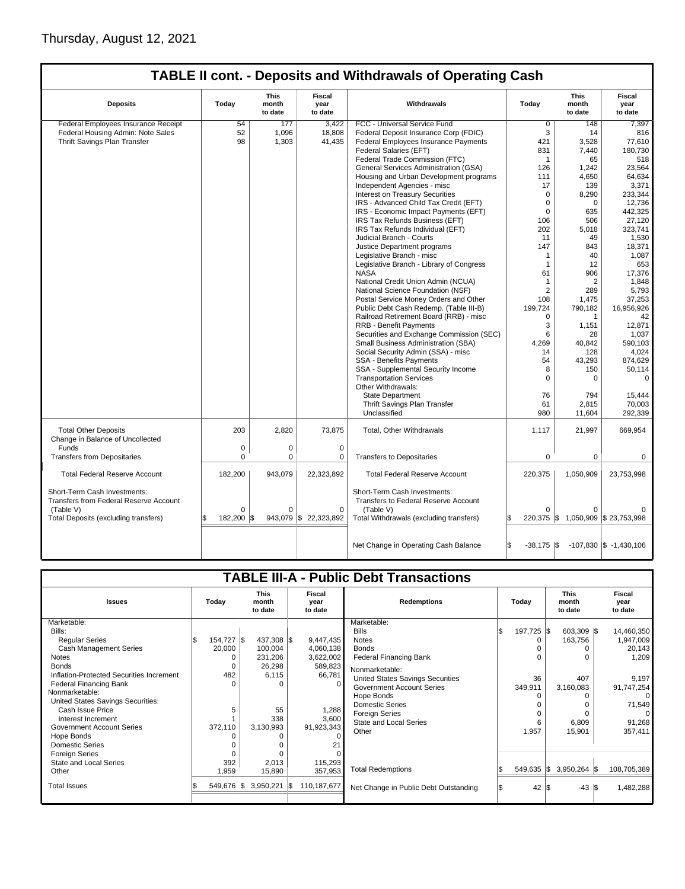Thursday, August 12, 2021

## TABLE II cont. - Deposits and Withdrawals of Operating Cash

| Deposits | Today | This month to date | Fiscal year to date | Withdrawals | Today | This month to date | Fiscal year to date |
|---|---|---|---|---|---|---|---|
| Federal Employees Insurance Receipt | 54 | 177 | 3,422 | FCC - Universal Service Fund | 0 | 148 | 7,397 |
| Federal Housing Admin: Note Sales | 52 | 1,096 | 18,808 | Federal Deposit Insurance Corp (FDIC) | 3 | 14 | 816 |
| Thrift Savings Plan Transfer | 98 | 1,303 | 41,435 | Federal Employees Insurance Payments | 421 | 3,528 | 77,610 |
| | | | | Federal Salaries (EFT) | 831 | 7,440 | 180,730 |
| | | | | Federal Trade Commission (FTC) | 1 | 65 | 518 |
| | | | | General Services Administration (GSA) | 126 | 1,242 | 23,564 |
| | | | | Housing and Urban Development programs | 111 | 4,650 | 64,634 |
| | | | | Independent Agencies - misc | 17 | 139 | 3,371 |
| | | | | Interest on Treasury Securities | 0 | 8,290 | 233,344 |
| | | | | IRS - Advanced Child Tax Credit (EFT) | 0 | 0 | 12,736 |
| | | | | IRS - Economic Impact Payments (EFT) | 0 | 635 | 442,325 |
| | | | | IRS Tax Refunds Business (EFT) | 106 | 506 | 27,120 |
| | | | | IRS Tax Refunds Individual (EFT) | 202 | 5,018 | 323,741 |
| | | | | Judicial Branch - Courts | 11 | 49 | 1,530 |
| | | | | Justice Department programs | 147 | 843 | 18,371 |
| | | | | Legislative Branch - misc | 1 | 40 | 1,087 |
| | | | | Legislative Branch - Library of Congress | 1 | 12 | 653 |
| | | | | NASA | 61 | 906 | 17,376 |
| | | | | National Credit Union Admin (NCUA) | 1 | 2 | 1,848 |
| | | | | National Science Foundation (NSF) | 2 | 289 | 5,793 |
| | | | | Postal Service Money Orders and Other | 108 | 1,475 | 37,253 |
| | | | | Public Debt Cash Redemp. (Table III-B) | 199,724 | 790,182 | 16,956,926 |
| | | | | Railroad Retirement Board (RRB) - misc | 0 | 1 | 42 |
| | | | | RRB - Benefit Payments | 3 | 1,151 | 12,871 |
| | | | | Securities and Exchange Commission (SEC) | 6 | 28 | 1,037 |
| | | | | Small Business Administration (SBA) | 4,269 | 40,842 | 590,103 |
| | | | | Social Security Admin (SSA) - misc | 14 | 128 | 4,024 |
| | | | | SSA - Benefits Payments | 54 | 43,293 | 874,629 |
| | | | | SSA - Supplemental Security Income | 8 | 150 | 50,114 |
| | | | | Transportation Services | 0 | 0 | 0 |
| | | | | Other Withdrawals: | | | |
| | | | | State Department | 76 | 794 | 15,444 |
| | | | | Thrift Savings Plan Transfer | 61 | 2,815 | 70,003 |
| | | | | Unclassified | 980 | 11,604 | 292,339 |
| Total Other Deposits | 203 | 2,820 | 73,875 | Total, Other Withdrawals | 1,117 | 21,997 | 669,954 |
| Change in Balance of Uncollected Funds | 0 | 0 | 0 | | | | |
| Transfers from Depositaries | 0 | 0 | 0 | Transfers to Depositaries | 0 | 0 | 0 |
| Total Federal Reserve Account | 182,200 | 943,079 | 22,323,892 | Total Federal Reserve Account | 220,375 | 1,050,909 | 23,753,998 |
| Short-Term Cash Investments: Transfers from Federal Reserve Account (Table V) | 0 | 0 | 0 | Short-Term Cash Investments: Transfers to Federal Reserve Account (Table V) | 0 | 0 | 0 |
| Total Deposits (excluding transfers) | $ 182,200 | $ 943,079 | $ 22,323,892 | Total Withdrawals (excluding transfers) | $ 220,375 | $ 1,050,909 | $ 23,753,998 |
| | | | | Net Change in Operating Cash Balance | $ -38,175 | $ -107,830 | $ -1,430,106 |

## TABLE III-A - Public Debt Transactions

| Issues | Today | This month to date | Fiscal year to date | Redemptions | Today | This month to date | Fiscal year to date |
|---|---|---|---|---|---|---|---|
| Marketable: | | | | Marketable: | | | |
| Bills: | | | | Bills | $ 197,725 | $ 603,309 | $ 14,460,350 |
| Regular Series | $ 154,727 | $ 437,308 | $ 9,447,435 | Notes | 0 | 163,756 | 1,947,009 |
| Cash Management Series | 20,000 | 100,004 | 4,060,138 | Bonds | 0 | 0 | 20,143 |
| Notes | 0 | 231,206 | 3,622,002 | Federal Financing Bank | 0 | 0 | 1,209 |
| Bonds | 0 | 26,298 | 589,823 | Nonmarketable: | | | |
| Inflation-Protected Securities Increment | 482 | 6,115 | 66,781 | United States Savings Securities | 36 | 407 | 9,197 |
| Federal Financing Bank | 0 | 0 | 0 | Government Account Series | 349,911 | 3,160,083 | 91,747,254 |
| Nonmarketable: | | | | Hope Bonds | 0 | 0 | 0 |
| United States Savings Securities: | | | | Domestic Series | 0 | 0 | 71,549 |
| Cash Issue Price | 5 | 55 | 1,288 | Foreign Series | 0 | 0 | 0 |
| Interest Increment | 1 | 338 | 3,600 | State and Local Series | 6 | 6,809 | 91,268 |
| Government Account Series | 372,110 | 3,130,993 | 91,923,343 | Other | 1,957 | 15,901 | 357,411 |
| Hope Bonds | 0 | 0 | 0 | | | | |
| Domestic Series | 0 | 0 | 21 | | | | |
| Foreign Series | 0 | 0 | 0 | | | | |
| State and Local Series | 392 | 2,013 | 115,293 | | | | |
| Other | 1,959 | 15,890 | 357,953 | Total Redemptions | $ 549,635 | $ 3,950,264 | $ 108,705,389 |
| Total Issues | $ 549,676 | $ 3,950,221 | $ 110,187,677 | Net Change in Public Debt Outstanding | $ 42 | $ -43 | $ 1,482,288 |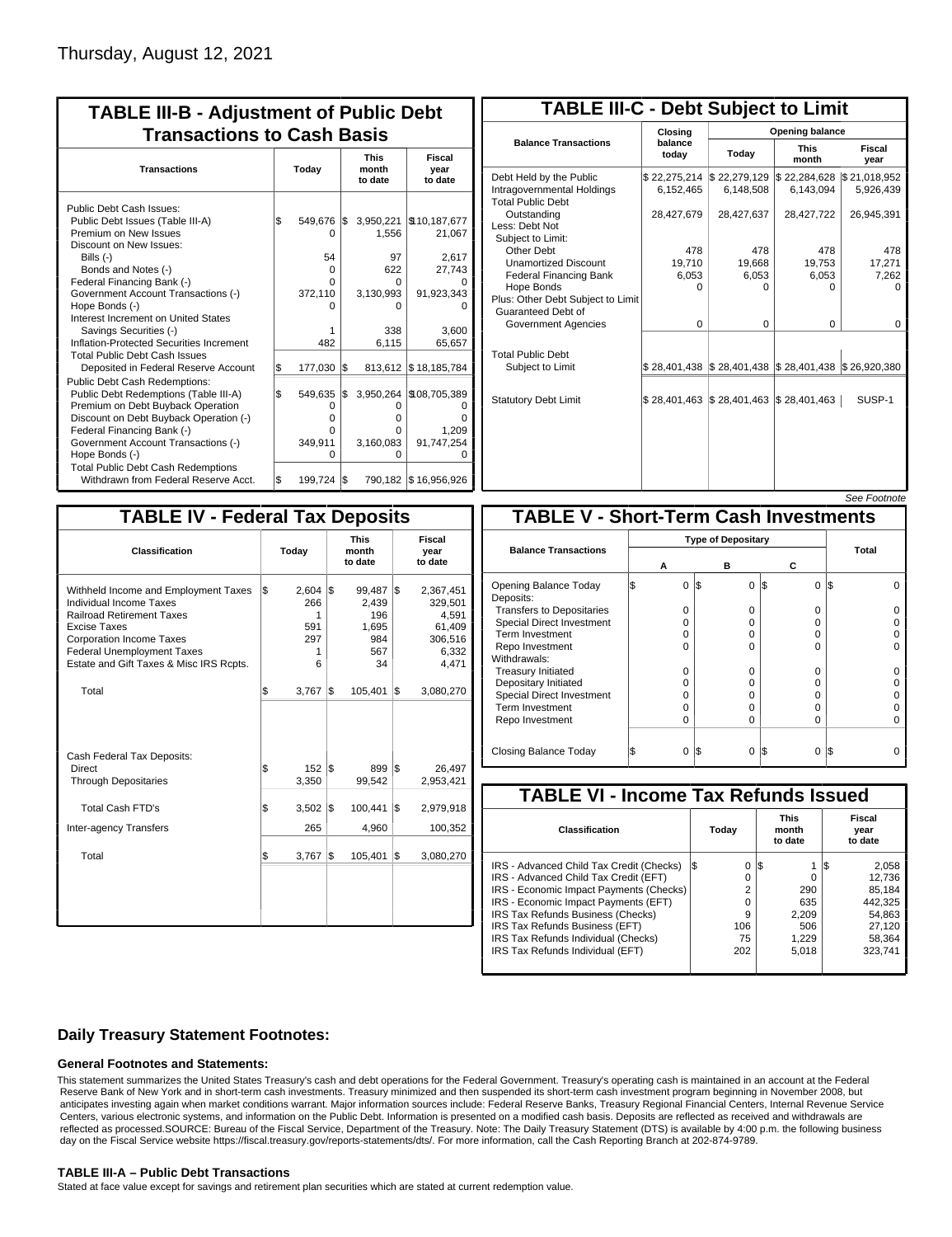Thursday, August 12, 2021

## TABLE III-B - Adjustment of Public Debt Transactions to Cash Basis

| Transactions | Today | This month to date | Fiscal year to date |
|---|---|---|---|
| Public Debt Cash Issues: | | | |
| Public Debt Issues (Table III-A) | $ 549,676 | $ 3,950,221 | $ 10,187,677 |
| Premium on New Issues | 0 | 1,556 | 21,067 |
| Discount on New Issues: | | | |
| Bills (-) | 54 | 97 | 2,617 |
| Bonds and Notes (-) | 0 | 622 | 27,743 |
| Federal Financing Bank (-) | 0 | 0 | 0 |
| Government Account Transactions (-) | 372,110 | 3,130,993 | 91,923,343 |
| Hope Bonds (-) | 0 | 0 | 0 |
| Interest Increment on United States Savings Securities (-) | 1 | 338 | 3,600 |
| Inflation-Protected Securities Increment | 482 | 6,115 | 65,657 |
| Total Public Debt Cash Issues Deposited in Federal Reserve Account | $ 177,030 | $ 813,612 | $ 18,185,784 |
| Public Debt Cash Redemptions: | | | |
| Public Debt Redemptions (Table III-A) | $ 549,635 | $ 3,950,264 | $ 108,705,389 |
| Premium on Debt Buyback Operation | 0 | 0 | 0 |
| Discount on Debt Buyback Operation (-) | 0 | 0 | 0 |
| Federal Financing Bank (-) | 0 | 0 | 1,209 |
| Government Account Transactions (-) | 349,911 | 3,160,083 | 91,747,254 |
| Hope Bonds (-) | 0 | 0 | 0 |
| Total Public Debt Cash Redemptions Withdrawn from Federal Reserve Acct. | $ 199,724 | $ 790,182 | $ 16,956,926 |

## TABLE III-C - Debt Subject to Limit

| Balance Transactions | Closing balance today | Opening balance Today | Opening balance This month | Opening balance Fiscal year |
|---|---|---|---|---|
| Debt Held by the Public | $ 22,275,214 | $ 22,279,129 | $ 22,284,628 | $ 21,018,952 |
| Intragovernmental Holdings | 6,152,465 | 6,148,508 | 6,143,094 | 5,926,439 |
| Total Public Debt Outstanding | 28,427,679 | 28,427,637 | 28,427,722 | 26,945,391 |
| Less: Debt Not Subject to Limit: | | | | |
| Other Debt | 478 | 478 | 478 | 478 |
| Unamortized Discount | 19,710 | 19,668 | 19,753 | 17,271 |
| Federal Financing Bank | 6,053 | 6,053 | 6,053 | 7,262 |
| Hope Bonds | 0 | 0 | 0 | 0 |
| Plus: Other Debt Subject to Limit Guaranteed Debt of Government Agencies | 0 | 0 | 0 | 0 |
| Total Public Debt Subject to Limit | $ 28,401,438 | $ 28,401,438 | $ 28,401,438 | $ 26,920,380 |
| Statutory Debt Limit | $ 28,401,463 | $ 28,401,463 | $ 28,401,463 | SUSP-1 |

*See Footnote*

## TABLE IV - Federal Tax Deposits

| Classification | Today | This month to date | Fiscal year to date |
|---|---|---|---|
| Withheld Income and Employment Taxes | $ 2,604 | $ 99,487 | $ 2,367,451 |
| Individual Income Taxes | 266 | 2,439 | 329,501 |
| Railroad Retirement Taxes | 1 | 196 | 4,591 |
| Excise Taxes | 591 | 1,695 | 61,409 |
| Corporation Income Taxes | 297 | 984 | 306,516 |
| Federal Unemployment Taxes | 1 | 567 | 6,332 |
| Estate and Gift Taxes & Misc IRS Rcpts. | 6 | 34 | 4,471 |
| Total | $ 3,767 | $ 105,401 | $ 3,080,270 |
| Cash Federal Tax Deposits: | | | |
| Direct | $ 152 | $ 899 | $ 26,497 |
| Through Depositaries | 3,350 | 99,542 | 2,953,421 |
| Total Cash FTD's | $ 3,502 | $ 100,441 | $ 2,979,918 |
| Inter-agency Transfers | 265 | 4,960 | 100,352 |
| Total | $ 3,767 | $ 105,401 | $ 3,080,270 |

## TABLE V - Short-Term Cash Investments

| Balance Transactions | Type of Depositary A | B | C | Total |
|---|---|---|---|---|
| Opening Balance Today | $ 0 | $ 0 | $ 0 | $ 0 |
| Deposits: | | | | |
| Transfers to Depositaries | 0 | 0 | 0 | 0 |
| Special Direct Investment | 0 | 0 | 0 | 0 |
| Term Investment | 0 | 0 | 0 | 0 |
| Repo Investment | 0 | 0 | 0 | 0 |
| Withdrawals: | | | | |
| Treasury Initiated | 0 | 0 | 0 | 0 |
| Depositary Initiated | 0 | 0 | 0 | 0 |
| Special Direct Investment | 0 | 0 | 0 | 0 |
| Term Investment | 0 | 0 | 0 | 0 |
| Repo Investment | 0 | 0 | 0 | 0 |
| Closing Balance Today | $ 0 | $ 0 | $ 0 | $ 0 |

## TABLE VI - Income Tax Refunds Issued

| Classification | Today | This month to date | Fiscal year to date |
|---|---|---|---|
| IRS - Advanced Child Tax Credit (Checks) | $ 0 | $ 1 | $ 2,058 |
| IRS - Advanced Child Tax Credit (EFT) | 0 | 0 | 12,736 |
| IRS - Economic Impact Payments (Checks) | 2 | 290 | 85,184 |
| IRS - Economic Impact Payments (EFT) | 0 | 635 | 442,325 |
| IRS Tax Refunds Business (Checks) | 9 | 2,209 | 54,863 |
| IRS Tax Refunds Business (EFT) | 106 | 506 | 27,120 |
| IRS Tax Refunds Individual (Checks) | 75 | 1,229 | 58,364 |
| IRS Tax Refunds Individual (EFT) | 202 | 5,018 | 323,741 |

### Daily Treasury Statement Footnotes:

#### General Footnotes and Statements:

This statement summarizes the United States Treasury's cash and debt operations for the Federal Government. Treasury's operating cash is maintained in an account at the Federal Reserve Bank of New York and in short-term cash investments. Treasury minimized and then suspended its short-term cash investment program beginning in November 2008, but anticipates investing again when market conditions warrant. Major information sources include: Federal Reserve Banks, Treasury Regional Financial Centers, Internal Revenue Service Centers, various electronic systems, and information on the Public Debt. Information is presented on a modified cash basis. Deposits are reflected as received and withdrawals are reflected as processed.SOURCE: Bureau of the Fiscal Service, Department of the Treasury. Note: The Daily Treasury Statement (DTS) is available by 4:00 p.m. the following business day on the Fiscal Service website https://fiscal.treasury.gov/reports-statements/dts/. For more information, call the Cash Reporting Branch at 202-874-9789.

#### TABLE III-A – Public Debt Transactions

Stated at face value except for savings and retirement plan securities which are stated at current redemption value.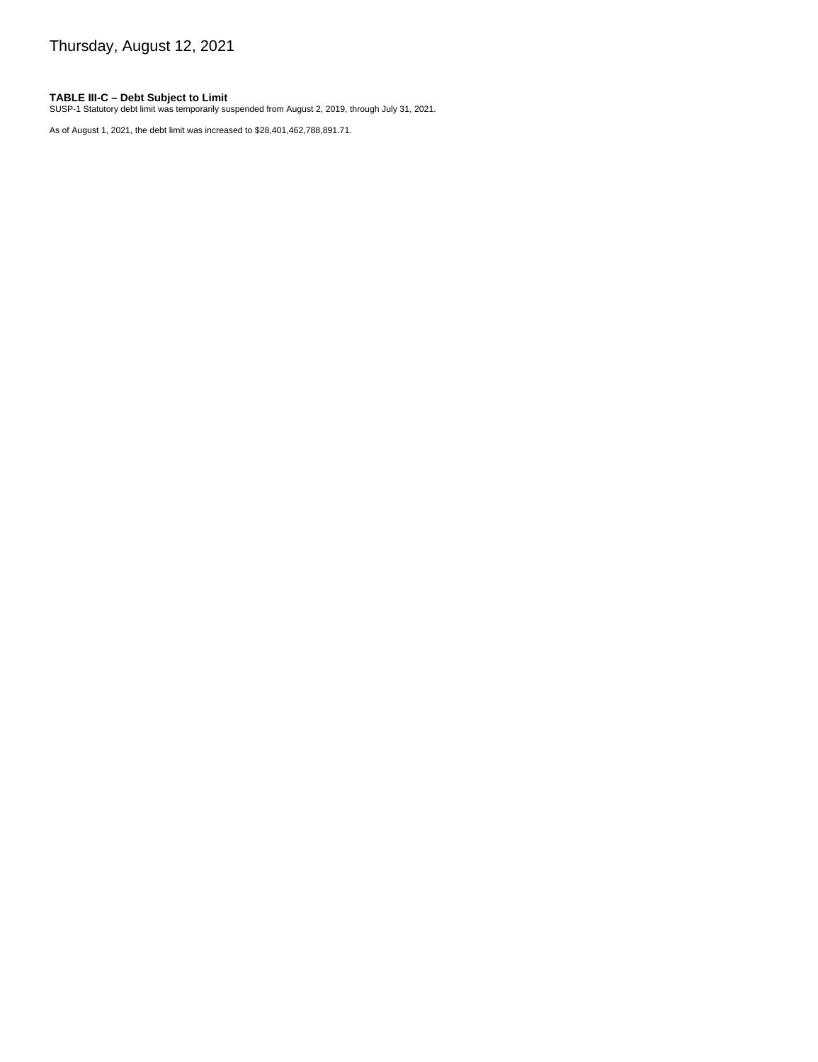Thursday, August 12, 2021

**TABLE III-C – Debt Subject to Limit**

SUSP-1 Statutory debt limit was temporarily suspended from August 2, 2019, through July 31, 2021.

As of August 1, 2021, the debt limit was increased to $28,401,462,788,891.71.